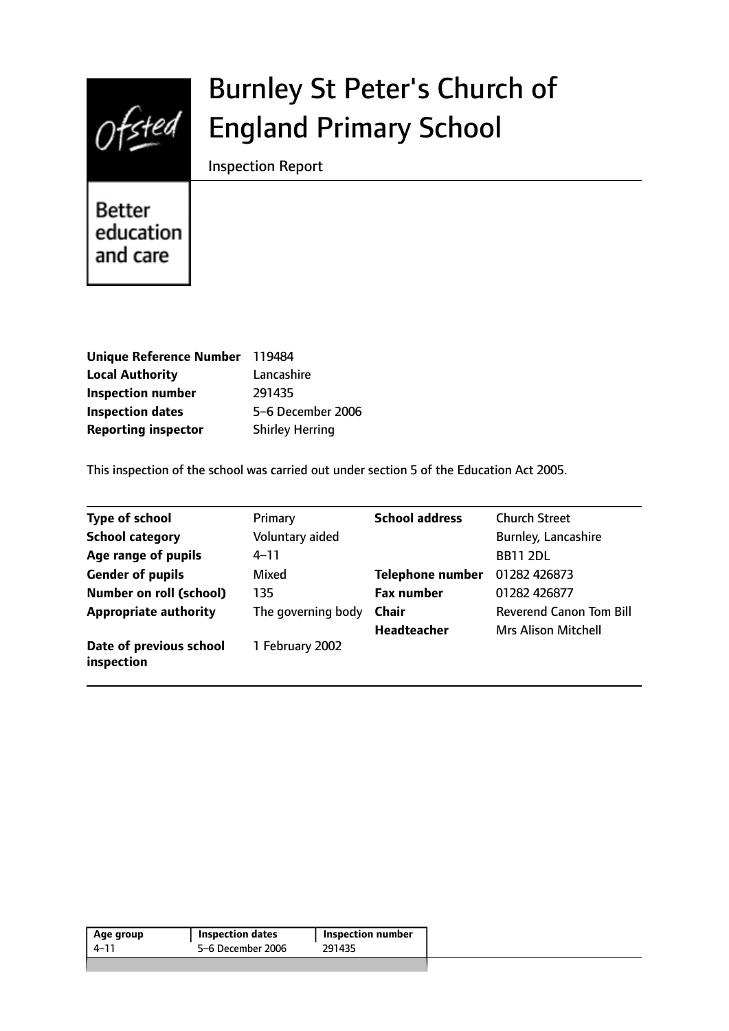# Burnley St Peter's Church of England Primary School

Inspection Report

Better education and care

| | |
|---|---|
| **Unique Reference Number** | 119484 |
| **Local Authority** | Lancashire |
| **Inspection number** | 291435 |
| **Inspection dates** | 5–6 December 2006 |
| **Reporting inspector** | Shirley Herring |

This inspection of the school was carried out under section 5 of the Education Act 2005.

| | | | |
|---|---|---|---|
| **Type of school** | Primary | **School address** | Church Street |
| **School category** | Voluntary aided | | Burnley, Lancashire |
| **Age range of pupils** | 4–11 | | BB11 2DL |
| **Gender of pupils** | Mixed | **Telephone number** | 01282 426873 |
| **Number on roll (school)** | 135 | **Fax number** | 01282 426877 |
| **Appropriate authority** | The governing body | **Chair** | Reverend Canon Tom Bill |
| | | **Headteacher** | Mrs Alison Mitchell |
| **Date of previous school inspection** | 1 February 2002 | | |

| Age group | Inspection dates | Inspection number |
|---|---|---|
| 4–11 | 5–6 December 2006 | 291435 |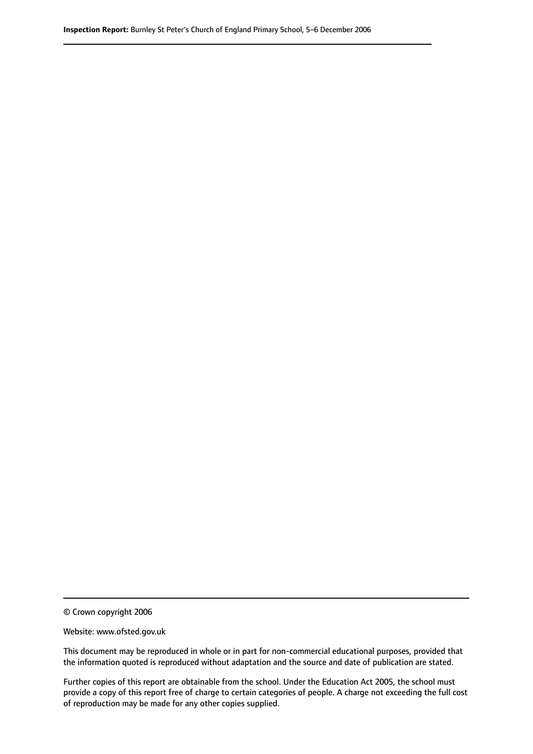© Crown copyright 2006

Website: www.ofsted.gov.uk

This document may be reproduced in whole or in part for non-commercial educational purposes, provided that the information quoted is reproduced without adaptation and the source and date of publication are stated.

Further copies of this report are obtainable from the school. Under the Education Act 2005, the school must provide a copy of this report free of charge to certain categories of people. A charge not exceeding the full cost of reproduction may be made for any other copies supplied.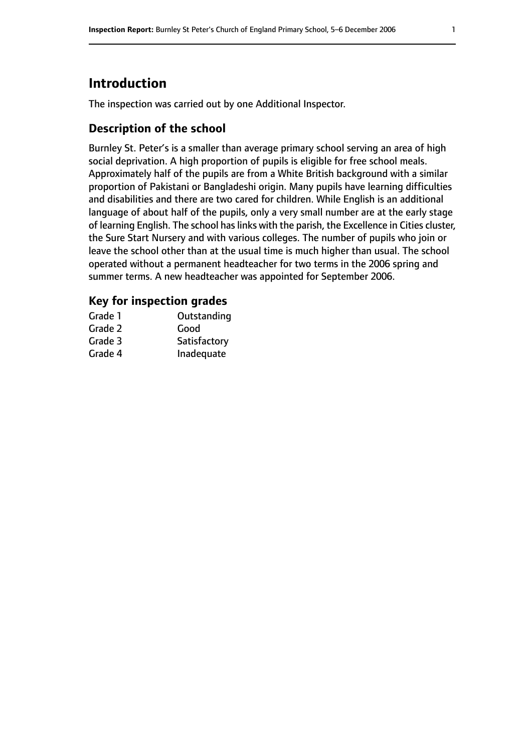## Introduction

The inspection was carried out by one Additional Inspector.

### Description of the school

Burnley St. Peter's is a smaller than average primary school serving an area of high social deprivation. A high proportion of pupils is eligible for free school meals. Approximately half of the pupils are from a White British background with a similar proportion of Pakistani or Bangladeshi origin. Many pupils have learning difficulties and disabilities and there are two cared for children. While English is an additional language of about half of the pupils, only a very small number are at the early stage of learning English. The school has links with the parish, the Excellence in Cities cluster, the Sure Start Nursery and with various colleges. The number of pupils who join or leave the school other than at the usual time is much higher than usual. The school operated without a permanent headteacher for two terms in the 2006 spring and summer terms. A new headteacher was appointed for September 2006.

### Key for inspection grades

| | |
|---|---|
| Grade 1 | Outstanding |
| Grade 2 | Good |
| Grade 3 | Satisfactory |
| Grade 4 | Inadequate |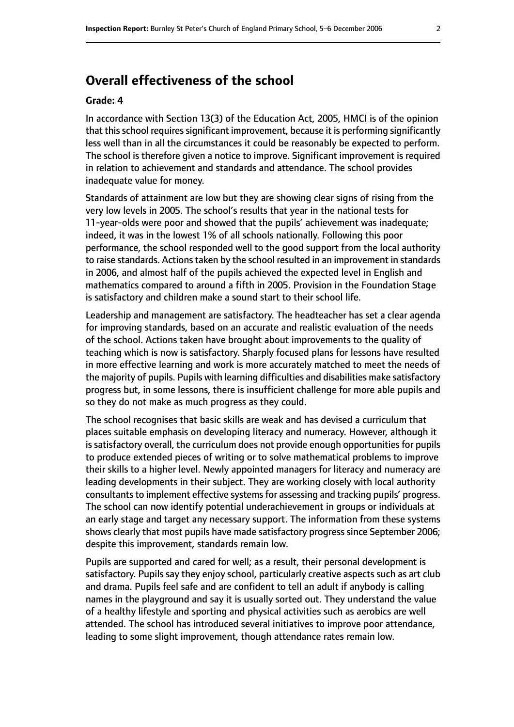## Overall effectiveness of the school

### Grade: 4

In accordance with Section 13(3) of the Education Act, 2005, HMCI is of the opinion that this school requires significant improvement, because it is performing significantly less well than in all the circumstances it could be reasonably be expected to perform. The school is therefore given a notice to improve. Significant improvement is required in relation to achievement and standards and attendance. The school provides inadequate value for money.

Standards of attainment are low but they are showing clear signs of rising from the very low levels in 2005. The school's results that year in the national tests for 11-year-olds were poor and showed that the pupils' achievement was inadequate; indeed, it was in the lowest 1% of all schools nationally. Following this poor performance, the school responded well to the good support from the local authority to raise standards. Actions taken by the school resulted in an improvement in standards in 2006, and almost half of the pupils achieved the expected level in English and mathematics compared to around a fifth in 2005. Provision in the Foundation Stage is satisfactory and children make a sound start to their school life.

Leadership and management are satisfactory. The headteacher has set a clear agenda for improving standards, based on an accurate and realistic evaluation of the needs of the school. Actions taken have brought about improvements to the quality of teaching which is now is satisfactory. Sharply focused plans for lessons have resulted in more effective learning and work is more accurately matched to meet the needs of the majority of pupils. Pupils with learning difficulties and disabilities make satisfactory progress but, in some lessons, there is insufficient challenge for more able pupils and so they do not make as much progress as they could.

The school recognises that basic skills are weak and has devised a curriculum that places suitable emphasis on developing literacy and numeracy. However, although it is satisfactory overall, the curriculum does not provide enough opportunities for pupils to produce extended pieces of writing or to solve mathematical problems to improve their skills to a higher level. Newly appointed managers for literacy and numeracy are leading developments in their subject. They are working closely with local authority consultants to implement effective systems for assessing and tracking pupils' progress. The school can now identify potential underachievement in groups or individuals at an early stage and target any necessary support. The information from these systems shows clearly that most pupils have made satisfactory progress since September 2006; despite this improvement, standards remain low.

Pupils are supported and cared for well; as a result, their personal development is satisfactory. Pupils say they enjoy school, particularly creative aspects such as art club and drama. Pupils feel safe and are confident to tell an adult if anybody is calling names in the playground and say it is usually sorted out. They understand the value of a healthy lifestyle and sporting and physical activities such as aerobics are well attended. The school has introduced several initiatives to improve poor attendance, leading to some slight improvement, though attendance rates remain low.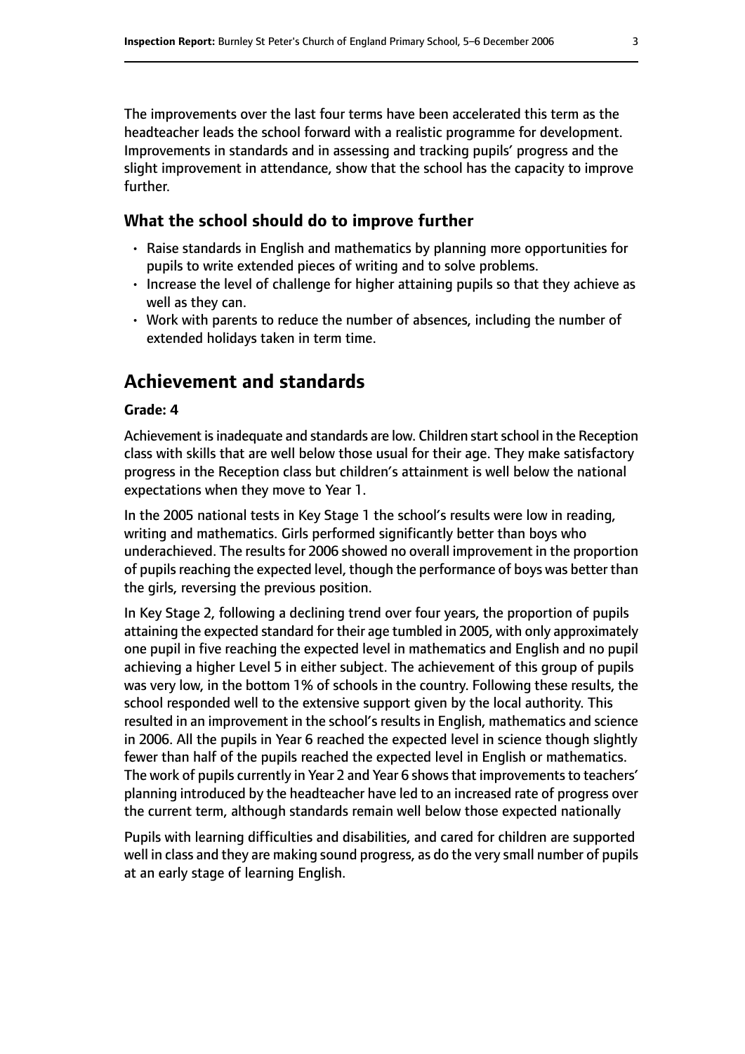The improvements over the last four terms have been accelerated this term as the headteacher leads the school forward with a realistic programme for development. Improvements in standards and in assessing and tracking pupils' progress and the slight improvement in attendance, show that the school has the capacity to improve further.

### What the school should do to improve further

- Raise standards in English and mathematics by planning more opportunities for pupils to write extended pieces of writing and to solve problems.
- Increase the level of challenge for higher attaining pupils so that they achieve as well as they can.
- Work with parents to reduce the number of absences, including the number of extended holidays taken in term time.

## Achievement and standards

**Grade: 4**

Achievement is inadequate and standards are low. Children start school in the Reception class with skills that are well below those usual for their age. They make satisfactory progress in the Reception class but children's attainment is well below the national expectations when they move to Year 1.

In the 2005 national tests in Key Stage 1 the school's results were low in reading, writing and mathematics. Girls performed significantly better than boys who underachieved. The results for 2006 showed no overall improvement in the proportion of pupils reaching the expected level, though the performance of boys was better than the girls, reversing the previous position.

In Key Stage 2, following a declining trend over four years, the proportion of pupils attaining the expected standard for their age tumbled in 2005, with only approximately one pupil in five reaching the expected level in mathematics and English and no pupil achieving a higher Level 5 in either subject. The achievement of this group of pupils was very low, in the bottom 1% of schools in the country. Following these results, the school responded well to the extensive support given by the local authority. This resulted in an improvement in the school's results in English, mathematics and science in 2006. All the pupils in Year 6 reached the expected level in science though slightly fewer than half of the pupils reached the expected level in English or mathematics. The work of pupils currently in Year 2 and Year 6 shows that improvements to teachers' planning introduced by the headteacher have led to an increased rate of progress over the current term, although standards remain well below those expected nationally

Pupils with learning difficulties and disabilities, and cared for children are supported well in class and they are making sound progress, as do the very small number of pupils at an early stage of learning English.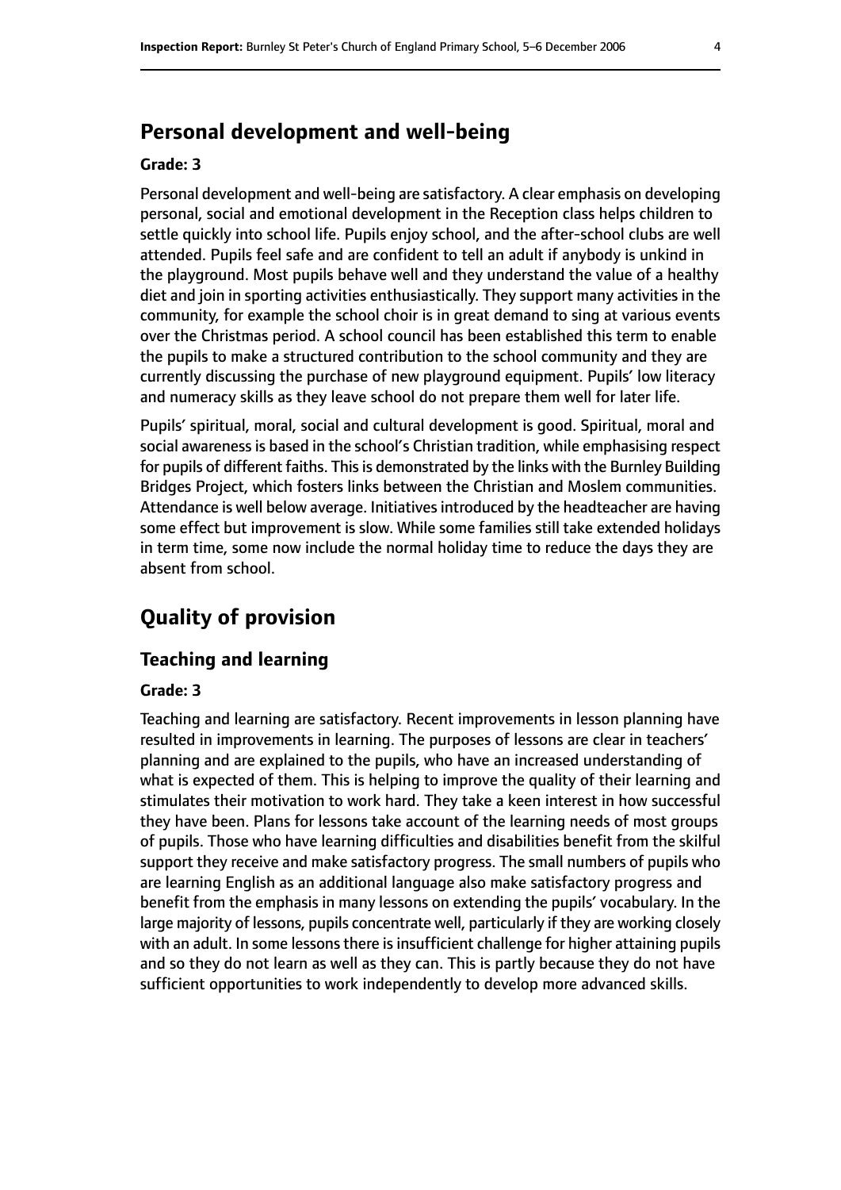## Personal development and well-being

**Grade: 3**

Personal development and well-being are satisfactory. A clear emphasis on developing personal, social and emotional development in the Reception class helps children to settle quickly into school life. Pupils enjoy school, and the after-school clubs are well attended. Pupils feel safe and are confident to tell an adult if anybody is unkind in the playground. Most pupils behave well and they understand the value of a healthy diet and join in sporting activities enthusiastically. They support many activities in the community, for example the school choir is in great demand to sing at various events over the Christmas period. A school council has been established this term to enable the pupils to make a structured contribution to the school community and they are currently discussing the purchase of new playground equipment. Pupils' low literacy and numeracy skills as they leave school do not prepare them well for later life.

Pupils' spiritual, moral, social and cultural development is good. Spiritual, moral and social awareness is based in the school's Christian tradition, while emphasising respect for pupils of different faiths. This is demonstrated by the links with the Burnley Building Bridges Project, which fosters links between the Christian and Moslem communities. Attendance is well below average. Initiatives introduced by the headteacher are having some effect but improvement is slow. While some families still take extended holidays in term time, some now include the normal holiday time to reduce the days they are absent from school.

# Quality of provision

## Teaching and learning

**Grade: 3**

Teaching and learning are satisfactory. Recent improvements in lesson planning have resulted in improvements in learning. The purposes of lessons are clear in teachers' planning and are explained to the pupils, who have an increased understanding of what is expected of them. This is helping to improve the quality of their learning and stimulates their motivation to work hard. They take a keen interest in how successful they have been. Plans for lessons take account of the learning needs of most groups of pupils. Those who have learning difficulties and disabilities benefit from the skilful support they receive and make satisfactory progress. The small numbers of pupils who are learning English as an additional language also make satisfactory progress and benefit from the emphasis in many lessons on extending the pupils' vocabulary. In the large majority of lessons, pupils concentrate well, particularly if they are working closely with an adult. In some lessons there is insufficient challenge for higher attaining pupils and so they do not learn as well as they can. This is partly because they do not have sufficient opportunities to work independently to develop more advanced skills.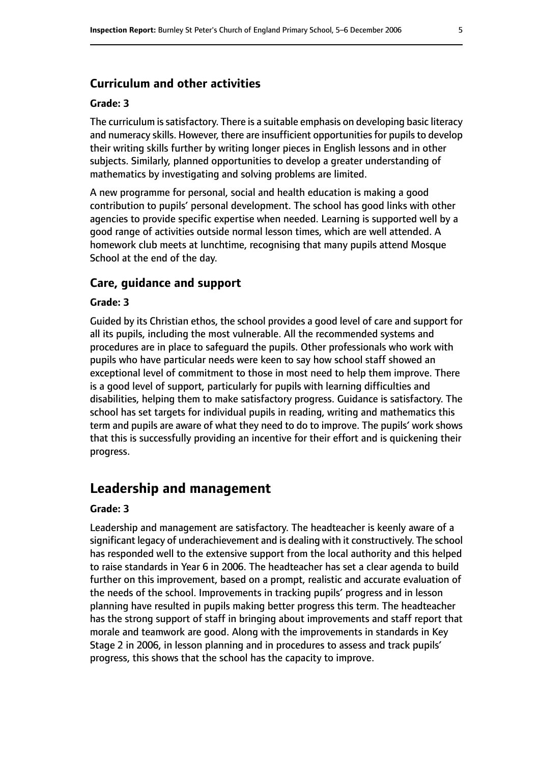### Curriculum and other activities

#### Grade: 3

The curriculum is satisfactory. There is a suitable emphasis on developing basic literacy and numeracy skills. However, there are insufficient opportunities for pupils to develop their writing skills further by writing longer pieces in English lessons and in other subjects. Similarly, planned opportunities to develop a greater understanding of mathematics by investigating and solving problems are limited.

A new programme for personal, social and health education is making a good contribution to pupils' personal development. The school has good links with other agencies to provide specific expertise when needed. Learning is supported well by a good range of activities outside normal lesson times, which are well attended. A homework club meets at lunchtime, recognising that many pupils attend Mosque School at the end of the day.

### Care, guidance and support

#### Grade: 3

Guided by its Christian ethos, the school provides a good level of care and support for all its pupils, including the most vulnerable. All the recommended systems and procedures are in place to safeguard the pupils. Other professionals who work with pupils who have particular needs were keen to say how school staff showed an exceptional level of commitment to those in most need to help them improve. There is a good level of support, particularly for pupils with learning difficulties and disabilities, helping them to make satisfactory progress. Guidance is satisfactory. The school has set targets for individual pupils in reading, writing and mathematics this term and pupils are aware of what they need to do to improve. The pupils' work shows that this is successfully providing an incentive for their effort and is quickening their progress.

## Leadership and management

#### Grade: 3

Leadership and management are satisfactory. The headteacher is keenly aware of a significant legacy of underachievement and is dealing with it constructively. The school has responded well to the extensive support from the local authority and this helped to raise standards in Year 6 in 2006. The headteacher has set a clear agenda to build further on this improvement, based on a prompt, realistic and accurate evaluation of the needs of the school. Improvements in tracking pupils' progress and in lesson planning have resulted in pupils making better progress this term. The headteacher has the strong support of staff in bringing about improvements and staff report that morale and teamwork are good. Along with the improvements in standards in Key Stage 2 in 2006, in lesson planning and in procedures to assess and track pupils' progress, this shows that the school has the capacity to improve.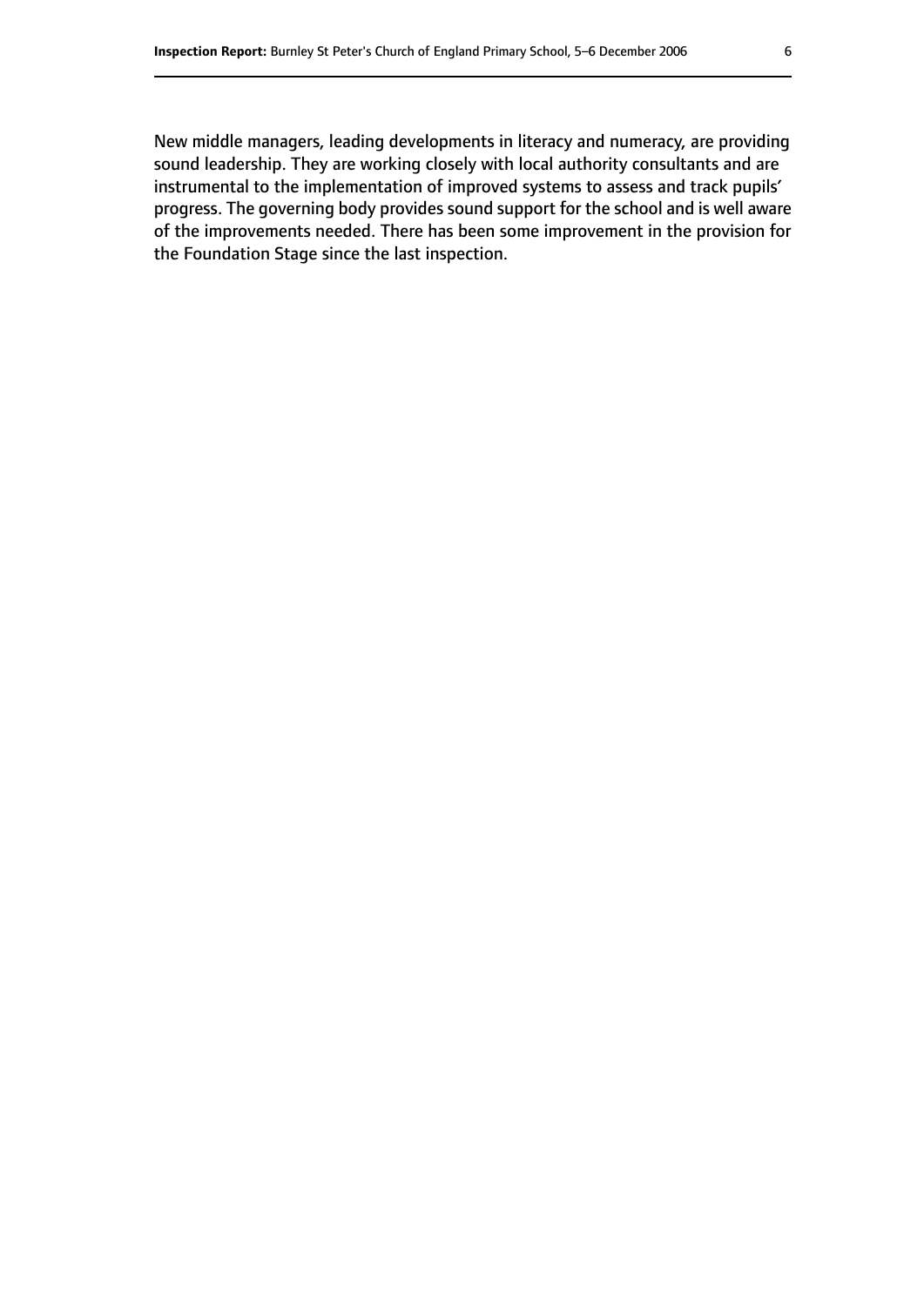New middle managers, leading developments in literacy and numeracy, are providing sound leadership. They are working closely with local authority consultants and are instrumental to the implementation of improved systems to assess and track pupils' progress. The governing body provides sound support for the school and is well aware of the improvements needed. There has been some improvement in the provision for the Foundation Stage since the last inspection.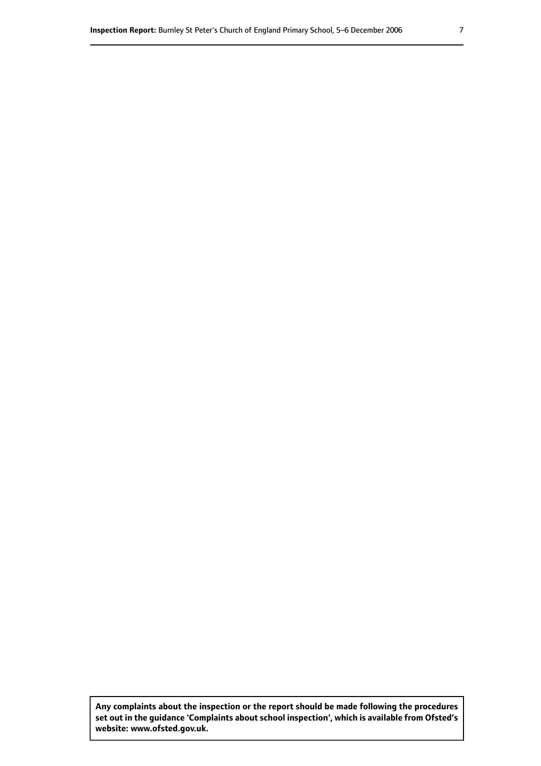**Any complaints about the inspection or the report should be made following the procedures set out in the guidance 'Complaints about school inspection', which is available from Ofsted's website: www.ofsted.gov.uk.**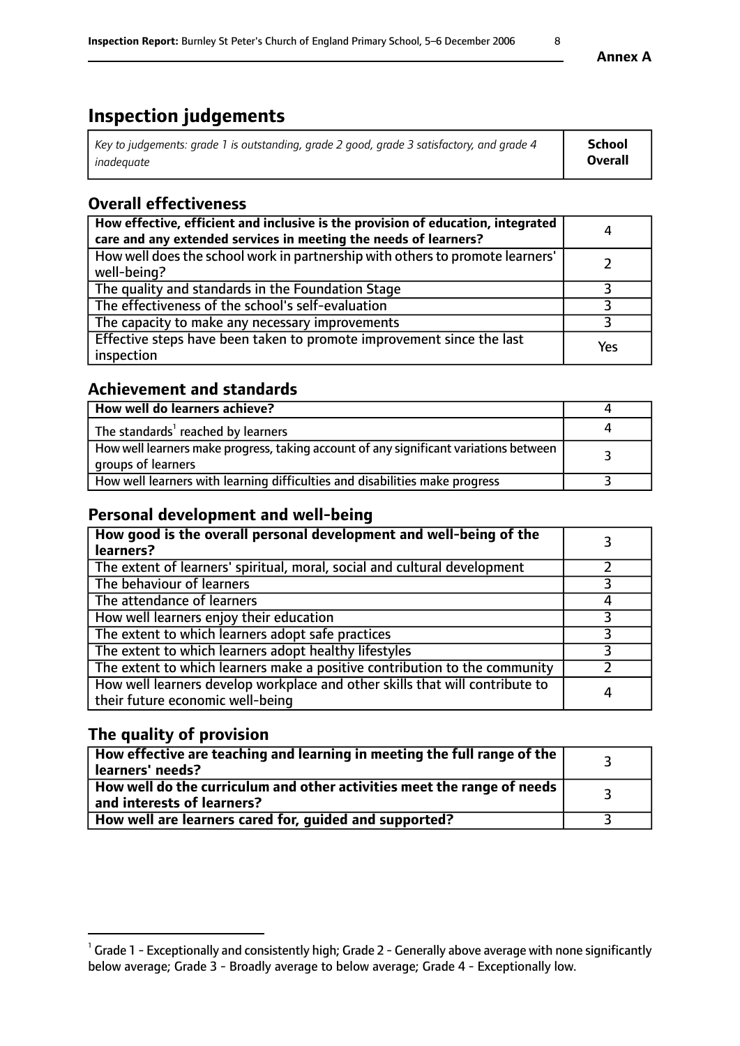# Inspection judgements

| *Key to judgements: grade 1 is outstanding, grade 2 good, grade 3 satisfactory, and grade 4 inadequate* | **School Overall** |
|---|---|

## Overall effectiveness

| | |
|---|---|
| **How effective, efficient and inclusive is the provision of education, integrated care and any extended services in meeting the needs of learners?** | 4 |
| How well does the school work in partnership with others to promote learners' well-being? | 2 |
| The quality and standards in the Foundation Stage | 3 |
| The effectiveness of the school's self-evaluation | 3 |
| The capacity to make any necessary improvements | 3 |
| Effective steps have been taken to promote improvement since the last inspection | Yes |

## Achievement and standards

| | |
|---|---|
| **How well do learners achieve?** | 4 |
| The standards[1] reached by learners | 4 |
| How well learners make progress, taking account of any significant variations between groups of learners | 3 |
| How well learners with learning difficulties and disabilities make progress | 3 |

## Personal development and well-being

| | |
|---|---|
| **How good is the overall personal development and well-being of the learners?** | 3 |
| The extent of learners' spiritual, moral, social and cultural development | 2 |
| The behaviour of learners | 3 |
| The attendance of learners | 4 |
| How well learners enjoy their education | 3 |
| The extent to which learners adopt safe practices | 3 |
| The extent to which learners adopt healthy lifestyles | 3 |
| The extent to which learners make a positive contribution to the community | 2 |
| How well learners develop workplace and other skills that will contribute to their future economic well-being | 4 |

## The quality of provision

| | |
|---|---|
| **How effective are teaching and learning in meeting the full range of the learners' needs?** | 3 |
| **How well do the curriculum and other activities meet the range of needs and interests of learners?** | 3 |
| **How well are learners cared for, guided and supported?** | 3 |

[1] Grade 1 - Exceptionally and consistently high; Grade 2 - Generally above average with none significantly below average; Grade 3 - Broadly average to below average; Grade 4 - Exceptionally low.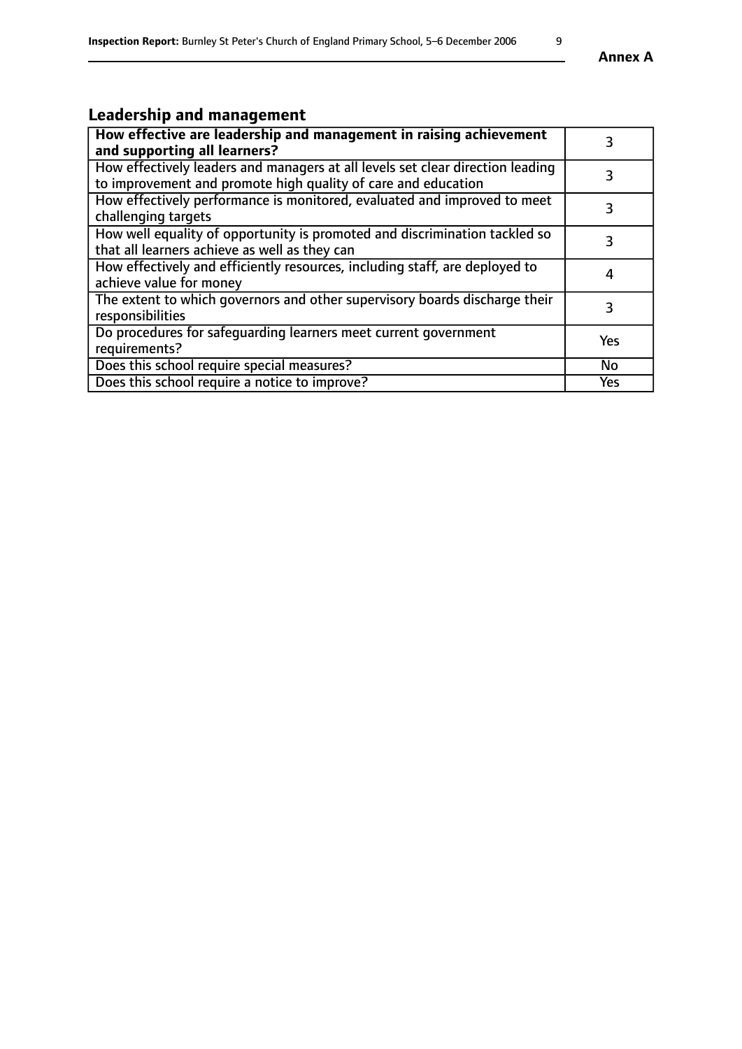## Leadership and management

| **How effective are leadership and management in raising achievement and supporting all learners?** | 3 |
|---|---|
| How effectively leaders and managers at all levels set clear direction leading to improvement and promote high quality of care and education | 3 |
| How effectively performance is monitored, evaluated and improved to meet challenging targets | 3 |
| How well equality of opportunity is promoted and discrimination tackled so that all learners achieve as well as they can | 3 |
| How effectively and efficiently resources, including staff, are deployed to achieve value for money | 4 |
| The extent to which governors and other supervisory boards discharge their responsibilities | 3 |
| Do procedures for safeguarding learners meet current government requirements? | Yes |
| Does this school require special measures? | No |
| Does this school require a notice to improve? | Yes |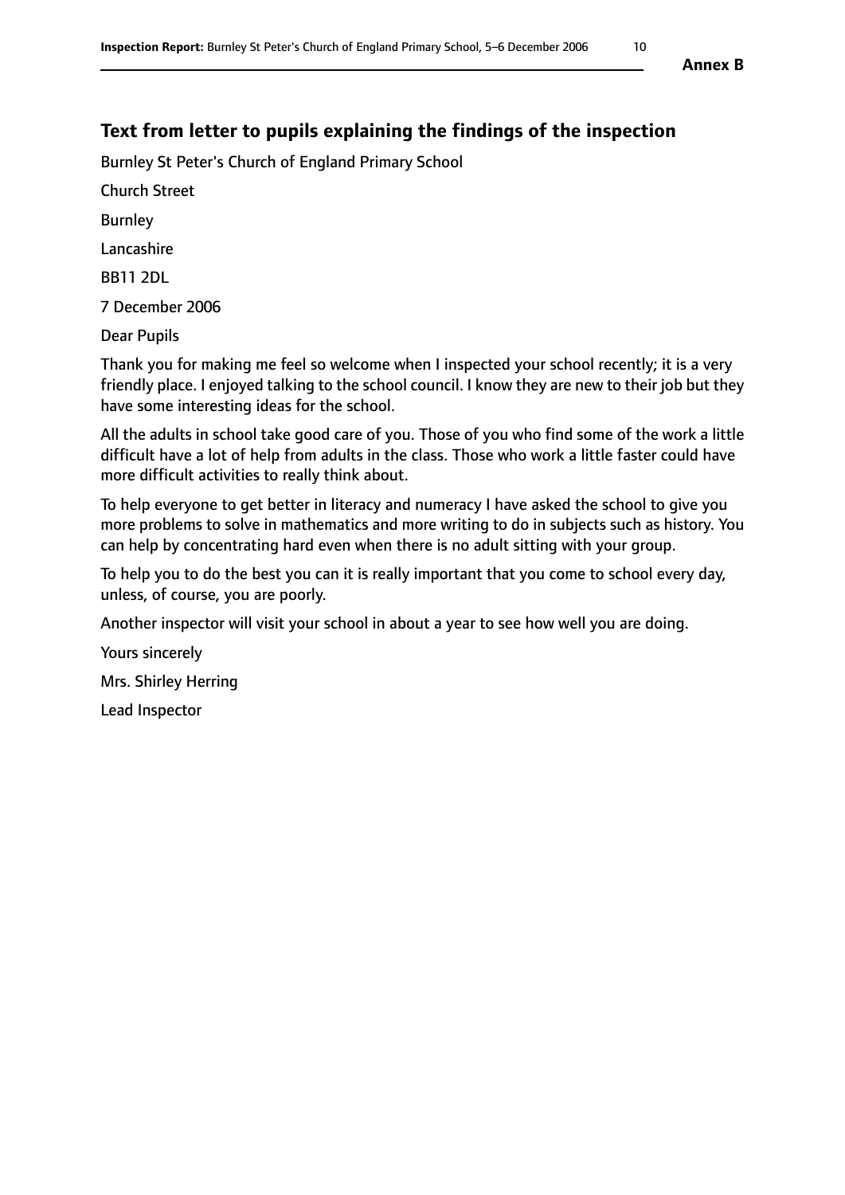## Text from letter to pupils explaining the findings of the inspection

Burnley St Peter's Church of England Primary School

Church Street

Burnley

Lancashire

BB11 2DL

7 December 2006

Dear Pupils

Thank you for making me feel so welcome when I inspected your school recently; it is a very friendly place. I enjoyed talking to the school council. I know they are new to their job but they have some interesting ideas for the school.

All the adults in school take good care of you. Those of you who find some of the work a little difficult have a lot of help from adults in the class. Those who work a little faster could have more difficult activities to really think about.

To help everyone to get better in literacy and numeracy I have asked the school to give you more problems to solve in mathematics and more writing to do in subjects such as history. You can help by concentrating hard even when there is no adult sitting with your group.

To help you to do the best you can it is really important that you come to school every day, unless, of course, you are poorly.

Another inspector will visit your school in about a year to see how well you are doing.

Yours sincerely

Mrs. Shirley Herring

Lead Inspector